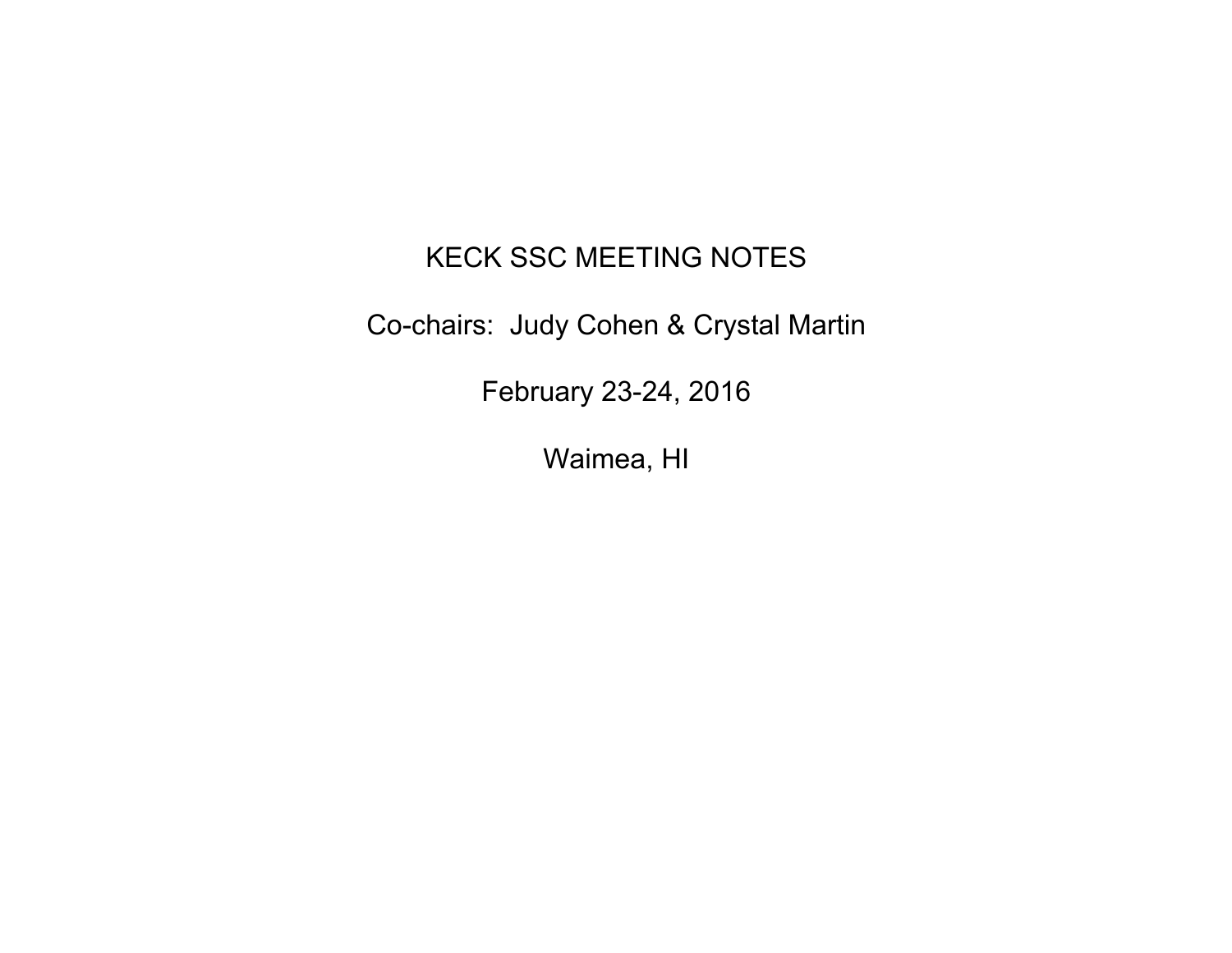# KECK SSC MEETING NOTES

Co-chairs: Judy Cohen & Crystal Martin

February 23-24, 2016

Waimea, HI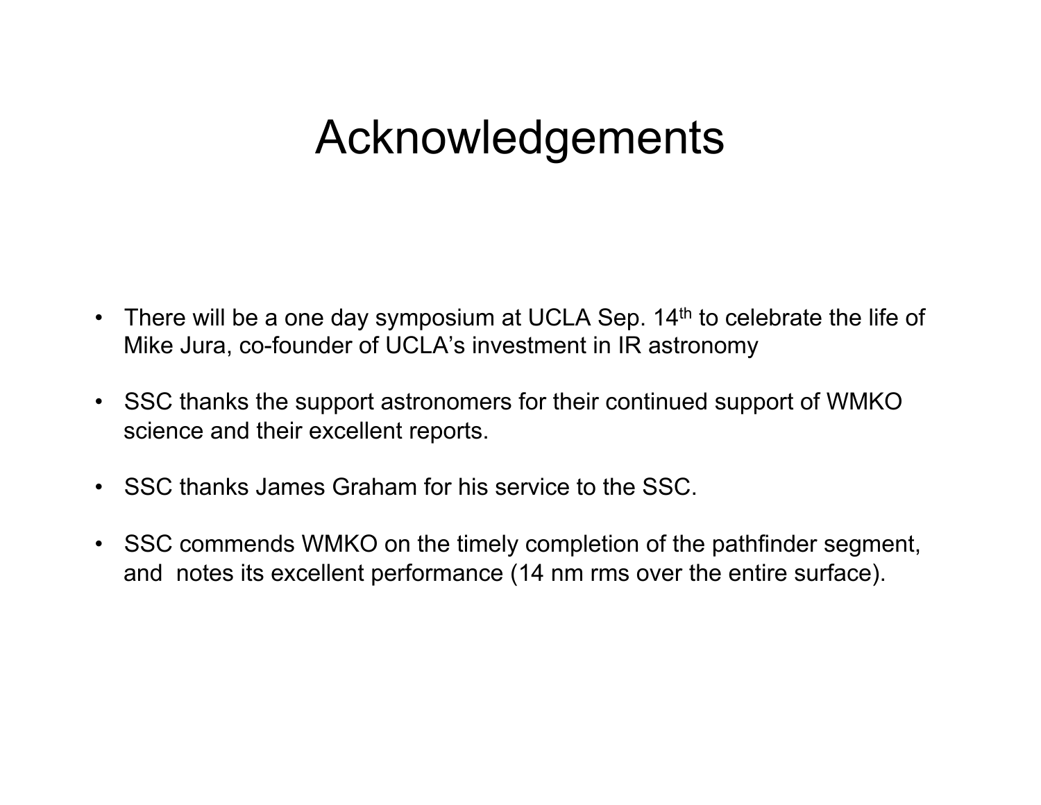# Acknowledgements

- There will be a one day symposium at UCLA Sep. 14th to celebrate the life of Mike Jura, co-founder of UCLA's investment in IR astronomy
- SSC thanks the support astronomers for their continued support of WMKO science and their excellent reports.
- SSC thanks James Graham for his service to the SSC.
- SSC commends WMKO on the timely completion of the pathfinder segment, and notes its excellent performance (14 nm rms over the entire surface).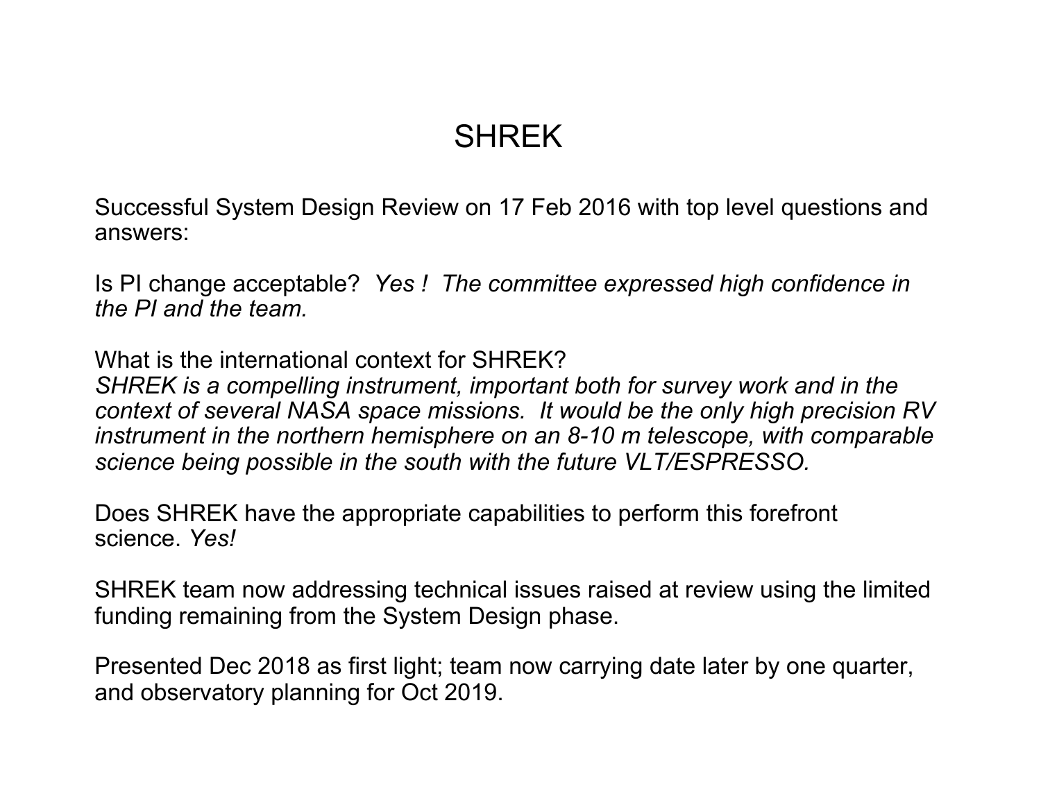# SHREK

Successful System Design Review on 17 Feb 2016 with top level questions and answers:

Is PI change acceptable? *Yes ! The committee expressed high confidence in the PI and the team.*

What is the international context for SHREK?
*SHREK is a compelling instrument, important both for survey work and in the context of several NASA space missions. It would be the only high precision RV instrument in the northern hemisphere on an 8-10 m telescope, with comparable science being possible in the south with the future VLT/ESPRESSO.*

Does SHREK have the appropriate capabilities to perform this forefront science. *Yes!*

SHREK team now addressing technical issues raised at review using the limited funding remaining from the System Design phase.

Presented Dec 2018 as first light; team now carrying date later by one quarter, and observatory planning for Oct 2019.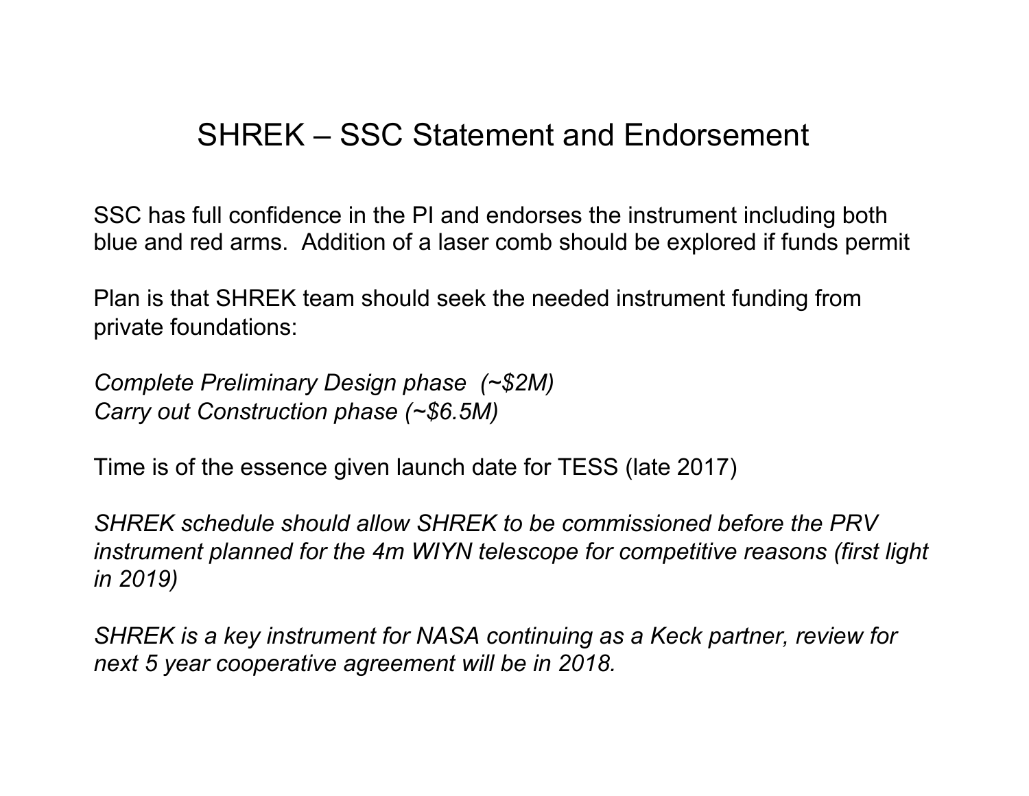# SHREK – SSC Statement and Endorsement

SSC has full confidence in the PI and endorses the instrument including both blue and red arms. Addition of a laser comb should be explored if funds permit

Plan is that SHREK team should seek the needed instrument funding from private foundations:

*Complete Preliminary Design phase (~$2M)*
*Carry out Construction phase (~$6.5M)*

Time is of the essence given launch date for TESS (late 2017)

*SHREK schedule should allow SHREK to be commissioned before the PRV instrument planned for the 4m WIYN telescope for competitive reasons (first light in 2019)*

*SHREK is a key instrument for NASA continuing as a Keck partner, review for next 5 year cooperative agreement will be in 2018.*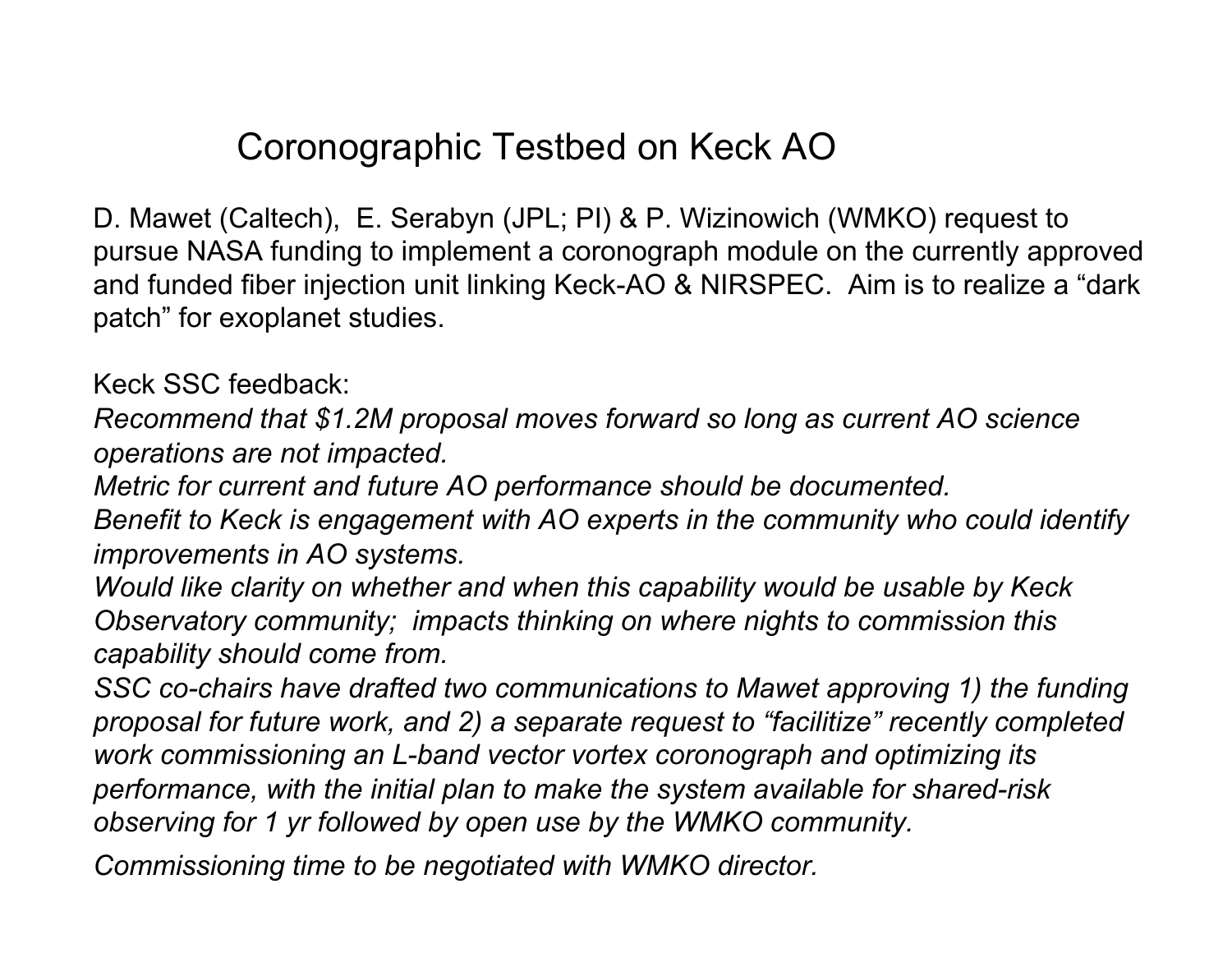# Coronographic Testbed on Keck AO

D. Mawet (Caltech), E. Serabyn (JPL; PI) & P. Wizinowich (WMKO) request to pursue NASA funding to implement a coronograph module on the currently approved and funded fiber injection unit linking Keck-AO & NIRSPEC. Aim is to realize a "dark patch" for exoplanet studies.

Keck SSC feedback:

*Recommend that $1.2M proposal moves forward so long as current AO science operations are not impacted.*

*Metric for current and future AO performance should be documented.*

*Benefit to Keck is engagement with AO experts in the community who could identify improvements in AO systems.*

*Would like clarity on whether and when this capability would be usable by Keck Observatory community; impacts thinking on where nights to commission this capability should come from.*

*SSC co-chairs have drafted two communications to Mawet approving 1) the funding proposal for future work, and 2) a separate request to "facilitize" recently completed work commissioning an L-band vector vortex coronograph and optimizing its performance, with the initial plan to make the system available for shared-risk observing for 1 yr followed by open use by the WMKO community.*

*Commissioning time to be negotiated with WMKO director.*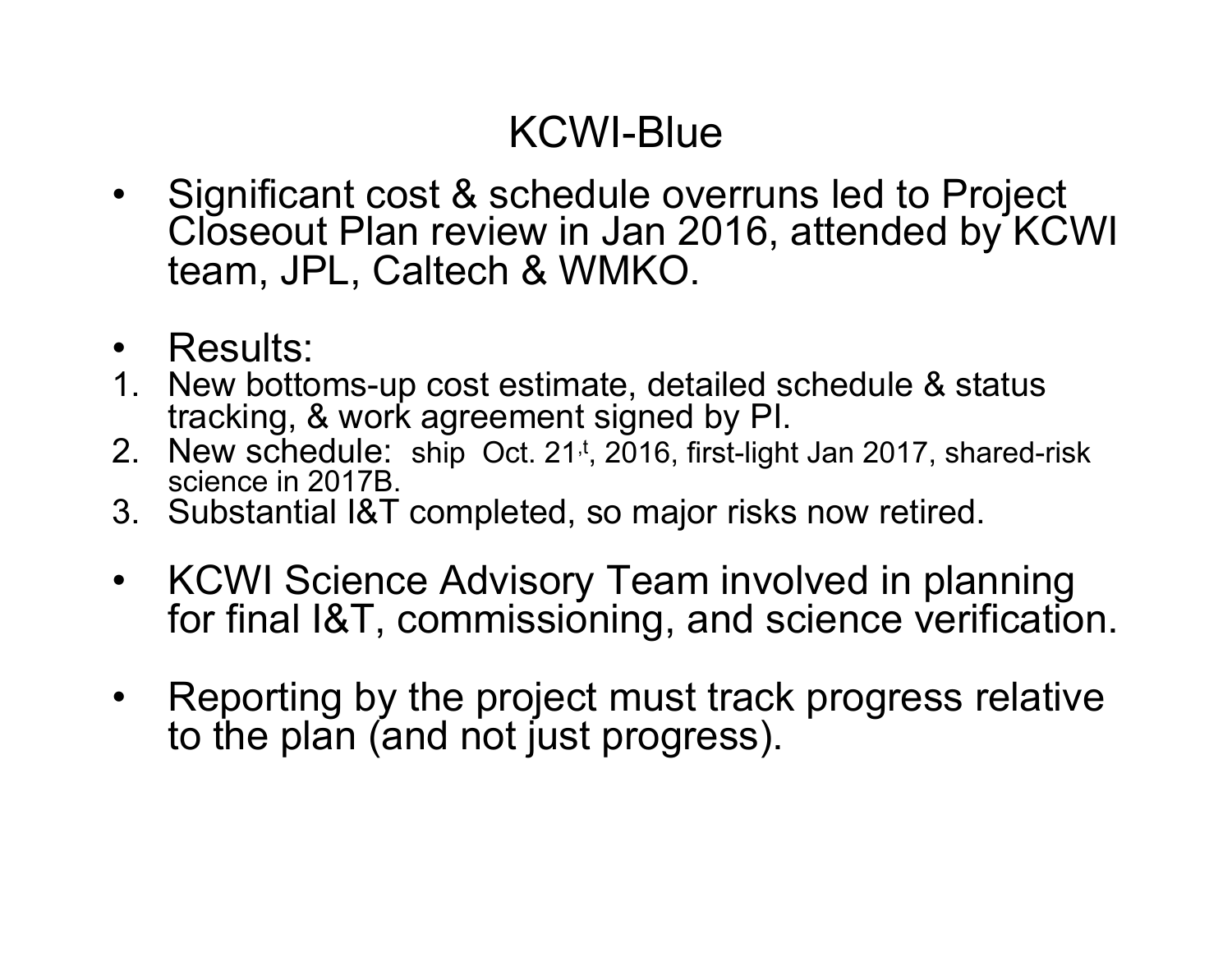# KCWI-Blue

- Significant cost & schedule overruns led to Project Closeout Plan review in Jan 2016, attended by KCWI team, JPL, Caltech & WMKO.

- Results:

1. New bottoms-up cost estimate, detailed schedule & status tracking, & work agreement signed by PI.
2. New schedule: ship Oct. 21,t, 2016, first-light Jan 2017, shared-risk science in 2017B.
3. Substantial I&T completed, so major risks now retired.

- KCWI Science Advisory Team involved in planning for final I&T, commissioning, and science verification.

- Reporting by the project must track progress relative to the plan (and not just progress).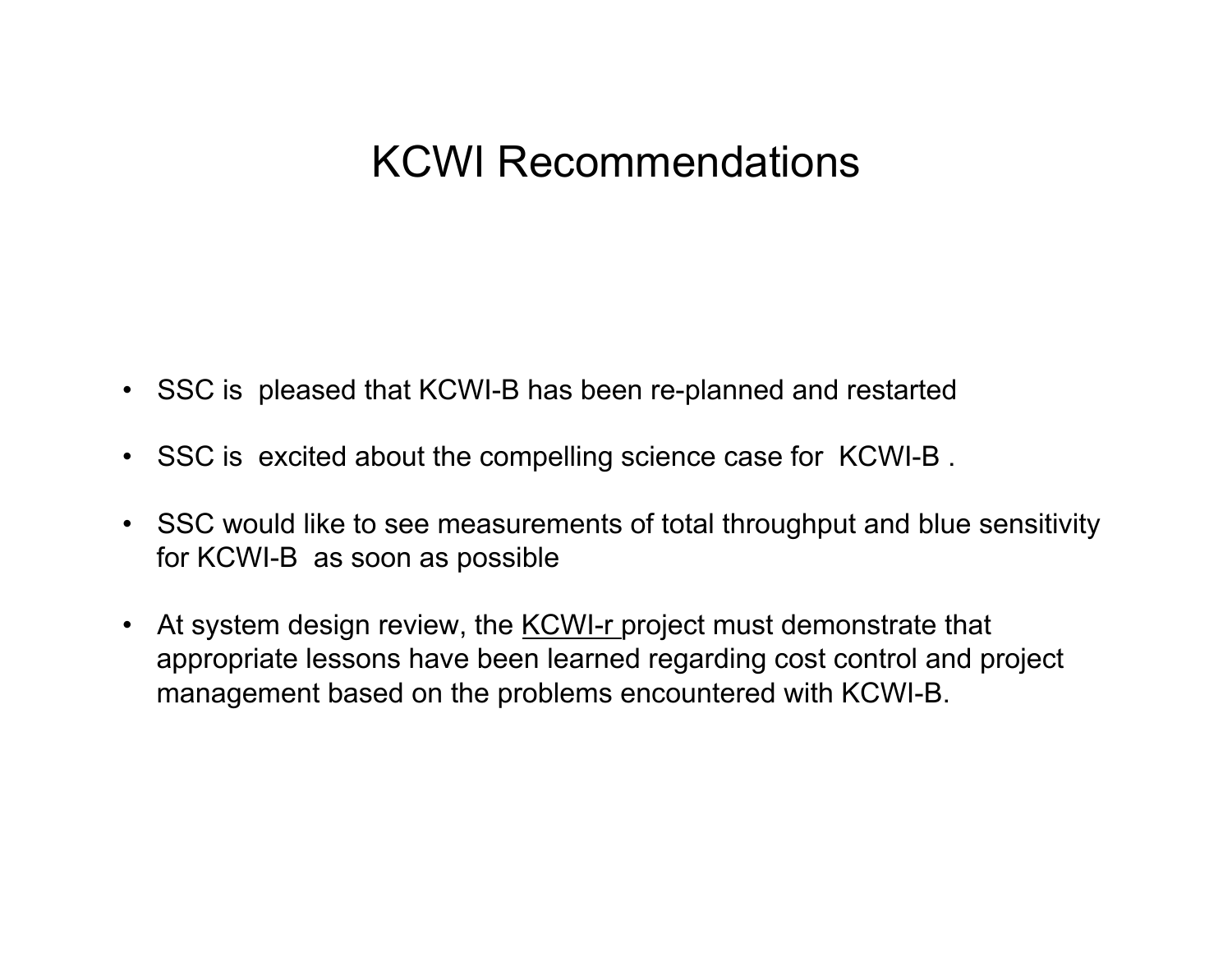# KCWI Recommendations

- SSC is pleased that KCWI-B has been re-planned and restarted
- SSC is excited about the compelling science case for KCWI-B .
- SSC would like to see measurements of total throughput and blue sensitivity for KCWI-B as soon as possible
- At system design review, the <u>KCWI-r</u> project must demonstrate that appropriate lessons have been learned regarding cost control and project management based on the problems encountered with KCWI-B.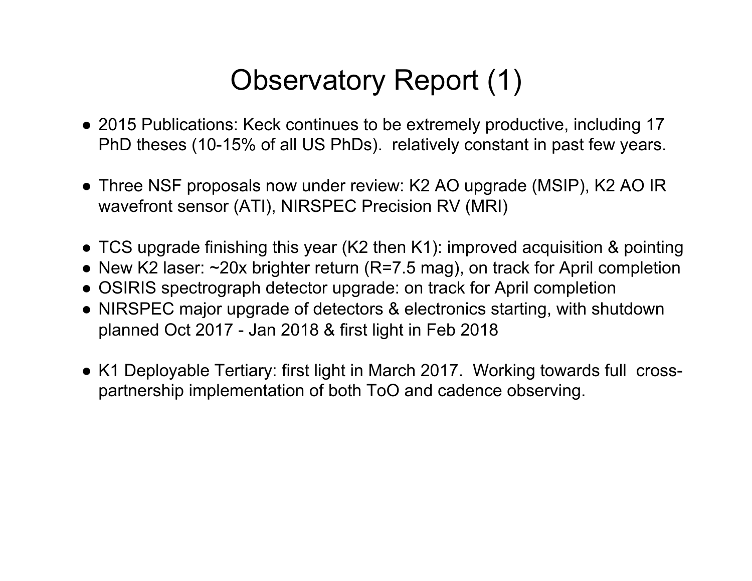# Observatory Report (1)

- 2015 Publications: Keck continues to be extremely productive, including 17 PhD theses (10-15% of all US PhDs). relatively constant in past few years.

- Three NSF proposals now under review: K2 AO upgrade (MSIP), K2 AO IR wavefront sensor (ATI), NIRSPEC Precision RV (MRI)

- TCS upgrade finishing this year (K2 then K1): improved acquisition & pointing
- New K2 laser: ~20x brighter return (R=7.5 mag), on track for April completion
- OSIRIS spectrograph detector upgrade: on track for April completion
- NIRSPEC major upgrade of detectors & electronics starting, with shutdown planned Oct 2017 - Jan 2018 & first light in Feb 2018

- K1 Deployable Tertiary: first light in March 2017. Working towards full cross-partnership implementation of both ToO and cadence observing.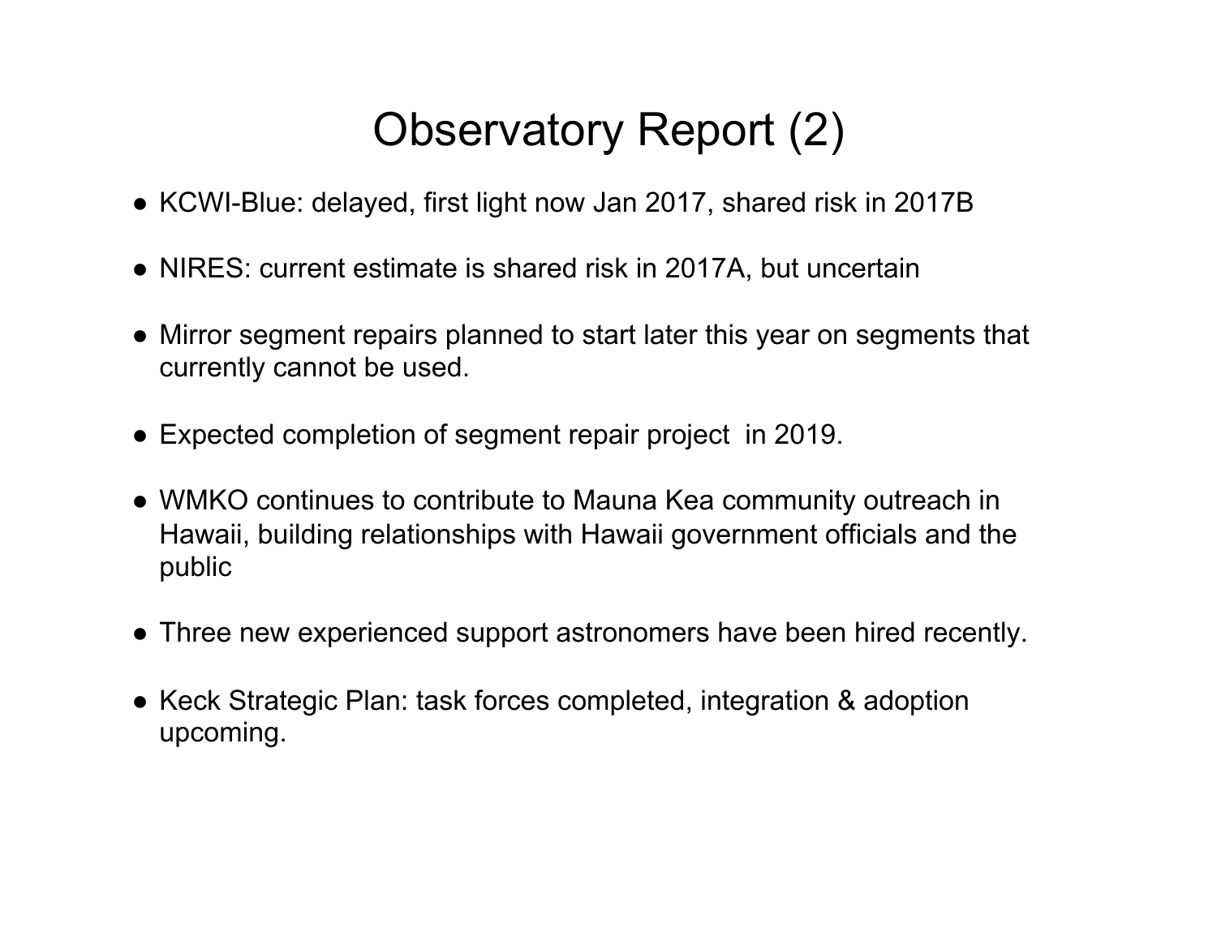# Observatory Report (2)

- KCWI-Blue: delayed, first light now Jan 2017, shared risk in 2017B
- NIRES: current estimate is shared risk in 2017A, but uncertain
- Mirror segment repairs planned to start later this year on segments that currently cannot be used.
- Expected completion of segment repair project in 2019.
- WMKO continues to contribute to Mauna Kea community outreach in Hawaii, building relationships with Hawaii government officials and the public
- Three new experienced support astronomers have been hired recently.
- Keck Strategic Plan: task forces completed, integration & adoption upcoming.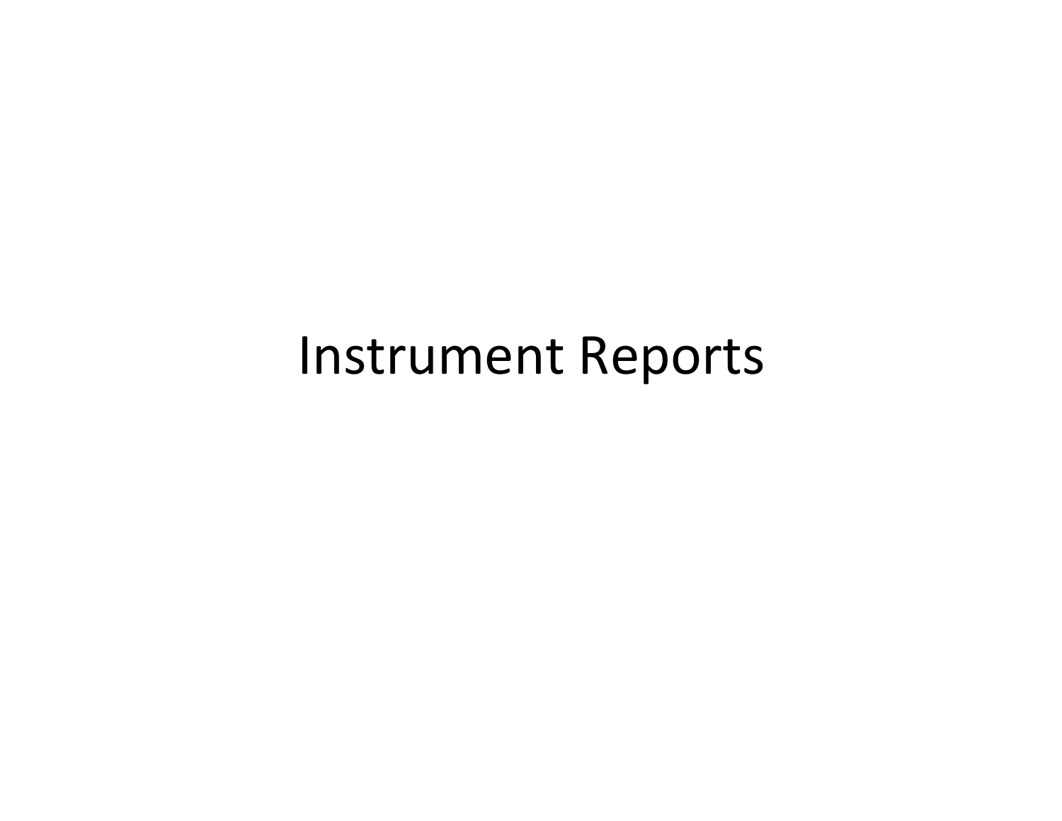# Instrument Reports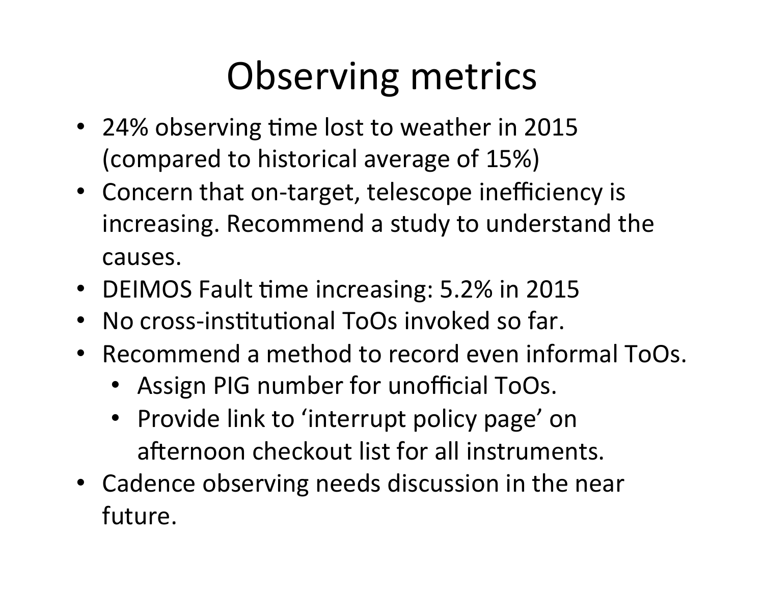# Observing metrics

- 24% observing time lost to weather in 2015 (compared to historical average of 15%)
- Concern that on-target, telescope inefficiency is increasing. Recommend a study to understand the causes.
- DEIMOS Fault time increasing: 5.2% in 2015
- No cross-institutional ToOs invoked so far.
- Recommend a method to record even informal ToOs.
  - Assign PIG number for unofficial ToOs.
  - Provide link to 'interrupt policy page' on afternoon checkout list for all instruments.
- Cadence observing needs discussion in the near future.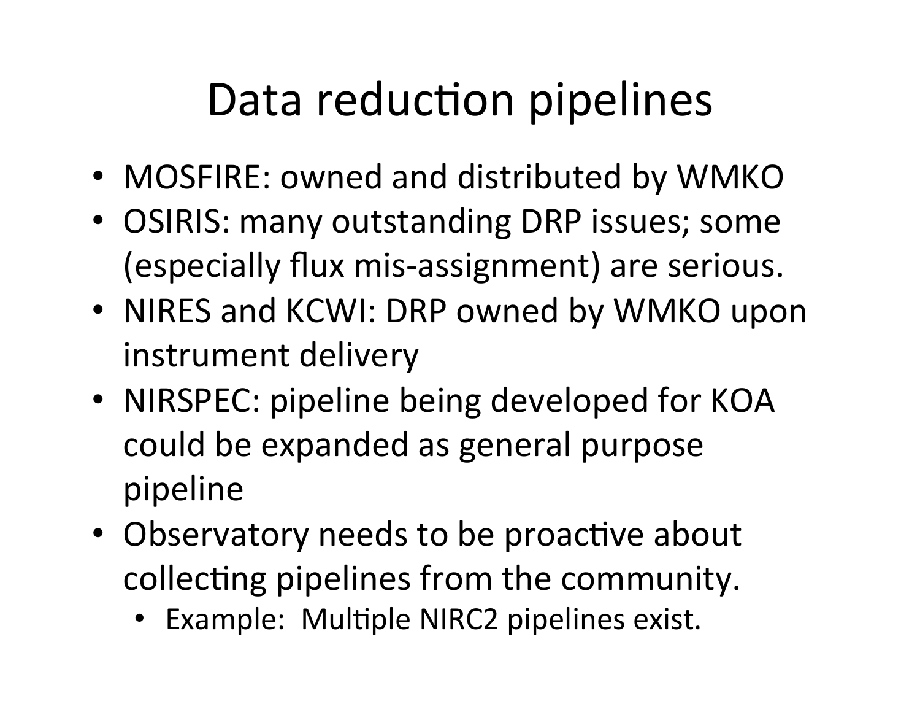# Data reduction pipelines

- MOSFIRE: owned and distributed by WMKO
- OSIRIS: many outstanding DRP issues; some (especially flux mis-assignment) are serious.
- NIRES and KCWI: DRP owned by WMKO upon instrument delivery
- NIRSPEC: pipeline being developed for KOA could be expanded as general purpose pipeline
- Observatory needs to be proactive about collecting pipelines from the community.
  - Example: Multiple NIRC2 pipelines exist.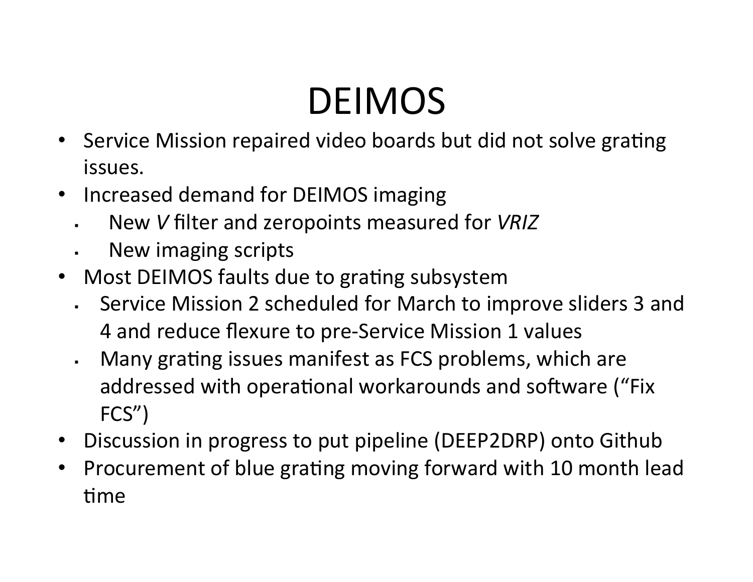# DEIMOS

- Service Mission repaired video boards but did not solve grating issues.
- Increased demand for DEIMOS imaging
  - New *V* filter and zeropoints measured for *VRIZ*
  - New imaging scripts
- Most DEIMOS faults due to grating subsystem
  - Service Mission 2 scheduled for March to improve sliders 3 and 4 and reduce flexure to pre-Service Mission 1 values
  - Many grating issues manifest as FCS problems, which are addressed with operational workarounds and software ("Fix FCS")
- Discussion in progress to put pipeline (DEEP2DRP) onto Github
- Procurement of blue grating moving forward with 10 month lead time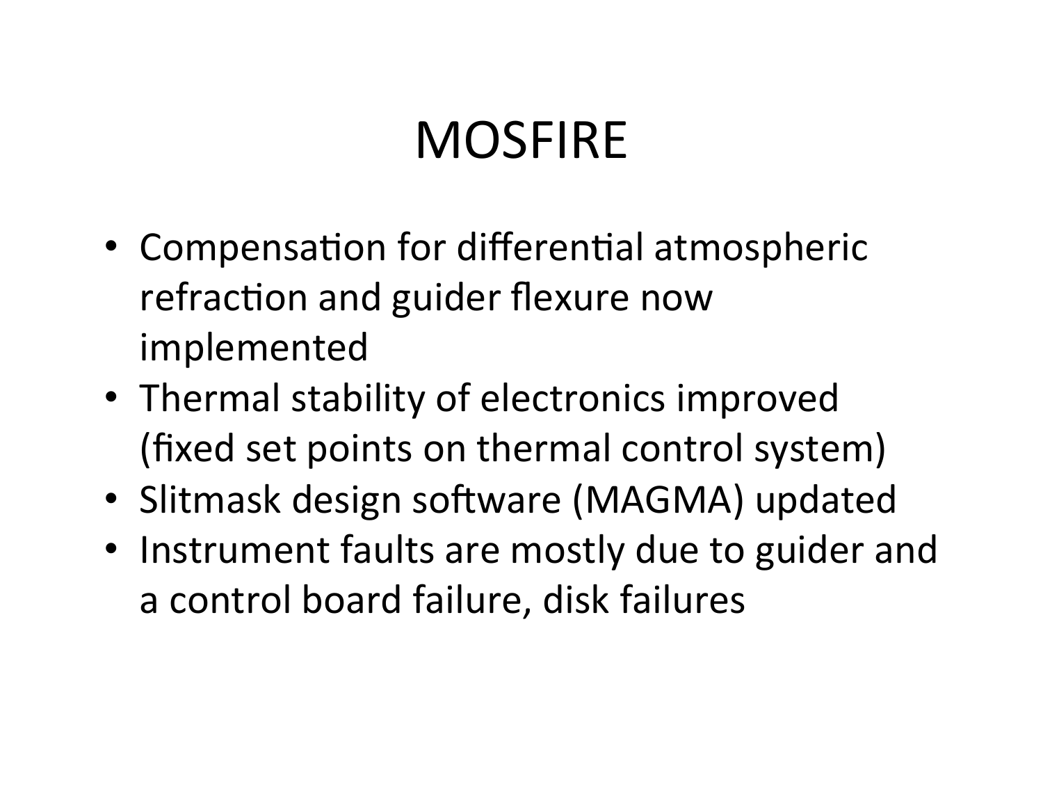# MOSFIRE

- Compensation for differential atmospheric refraction and guider flexure now implemented
- Thermal stability of electronics improved (fixed set points on thermal control system)
- Slitmask design software (MAGMA) updated
- Instrument faults are mostly due to guider and a control board failure, disk failures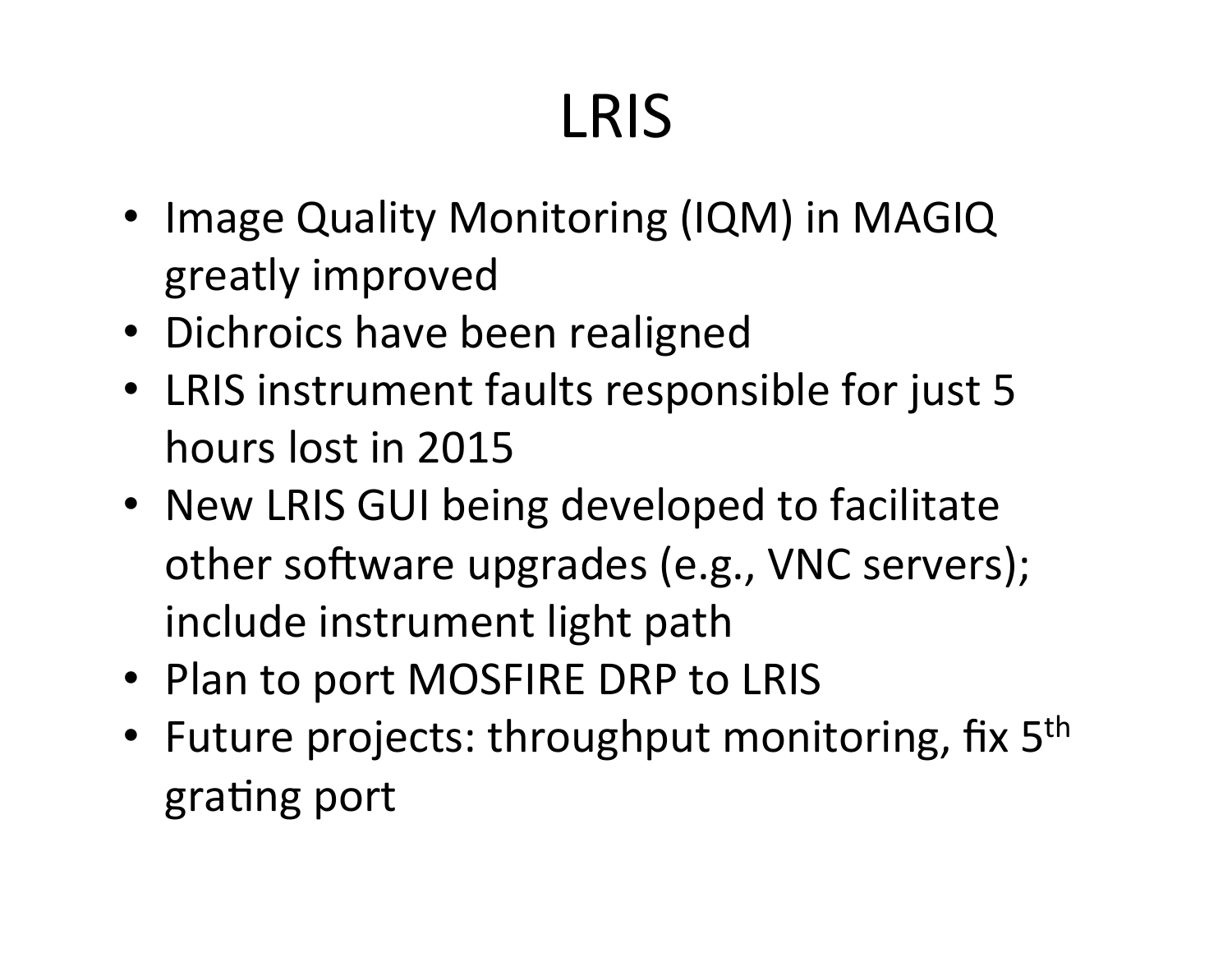# LRIS

- Image Quality Monitoring (IQM) in MAGIQ greatly improved
- Dichroics have been realigned
- LRIS instrument faults responsible for just 5 hours lost in 2015
- New LRIS GUI being developed to facilitate other software upgrades (e.g., VNC servers); include instrument light path
- Plan to port MOSFIRE DRP to LRIS
- Future projects: throughput monitoring, fix 5$^{th}$ grating port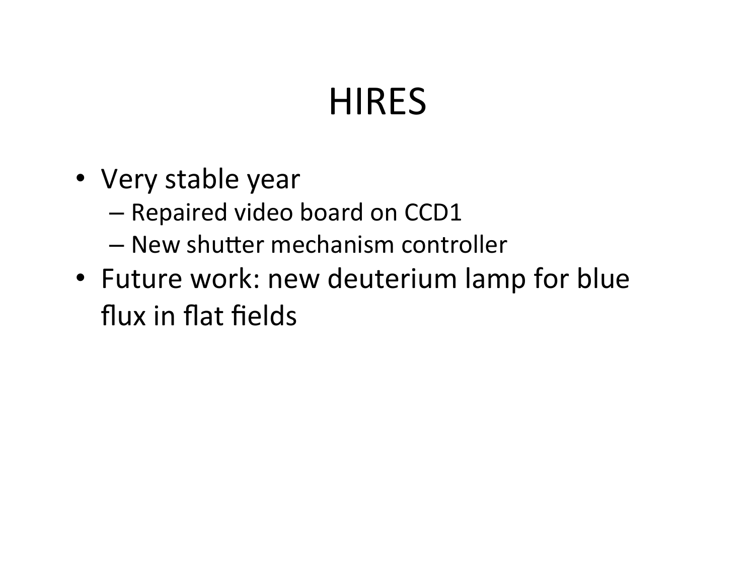# HIRES

- Very stable year
  - Repaired video board on CCD1
  - New shutter mechanism controller
- Future work: new deuterium lamp for blue flux in flat fields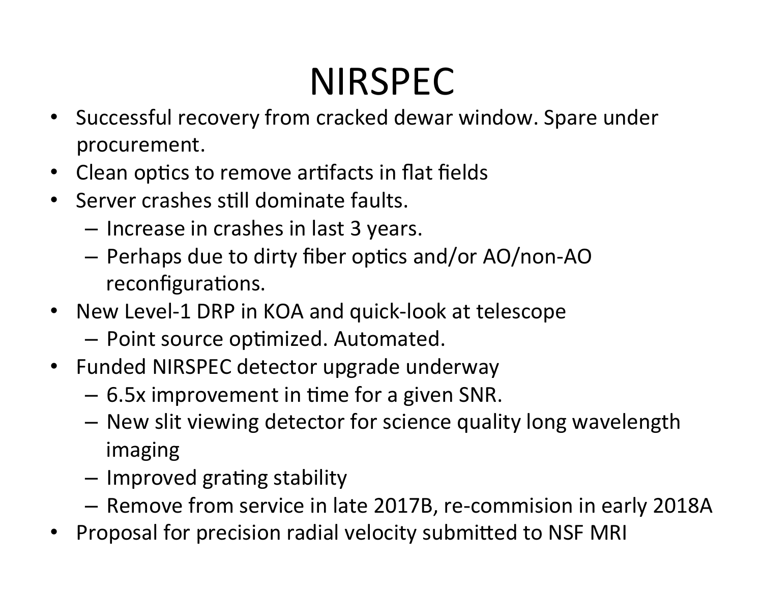# NIRSPEC

- Successful recovery from cracked dewar window. Spare under procurement.
- Clean optics to remove artifacts in flat fields
- Server crashes still dominate faults.
  - Increase in crashes in last 3 years.
  - Perhaps due to dirty fiber optics and/or AO/non-AO reconfigurations.
- New Level-1 DRP in KOA and quick-look at telescope
  - Point source optimized. Automated.
- Funded NIRSPEC detector upgrade underway
  - 6.5x improvement in time for a given SNR.
  - New slit viewing detector for science quality long wavelength imaging
  - Improved grating stability
  - Remove from service in late 2017B, re-commision in early 2018A
- Proposal for precision radial velocity submitted to NSF MRI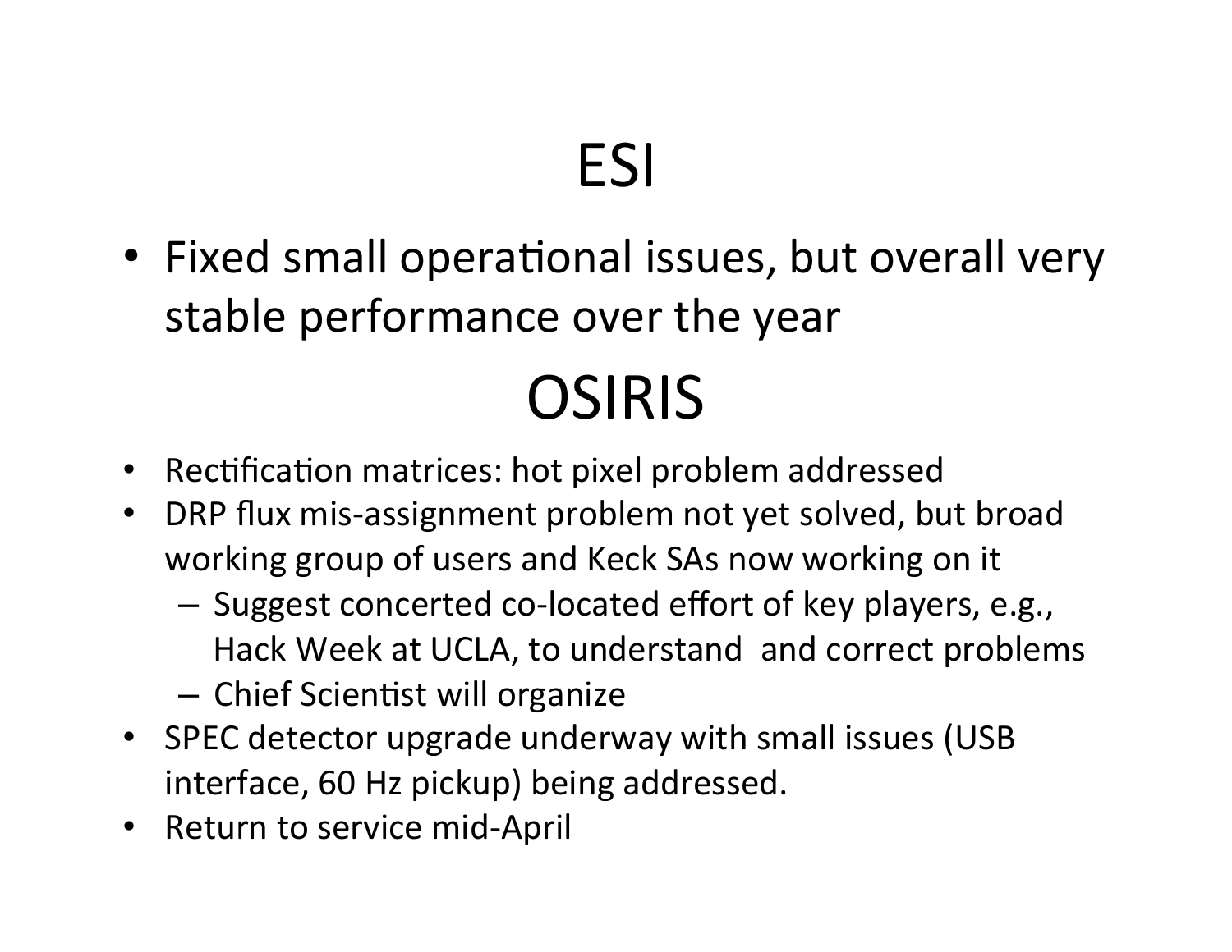# ESI

- Fixed small operational issues, but overall very stable performance over the year

# OSIRIS

- Rectification matrices: hot pixel problem addressed
- DRP flux mis-assignment problem not yet solved, but broad working group of users and Keck SAs now working on it
  - Suggest concerted co-located effort of key players, e.g., Hack Week at UCLA, to understand and correct problems
  - Chief Scientist will organize
- SPEC detector upgrade underway with small issues (USB interface, 60 Hz pickup) being addressed.
- Return to service mid-April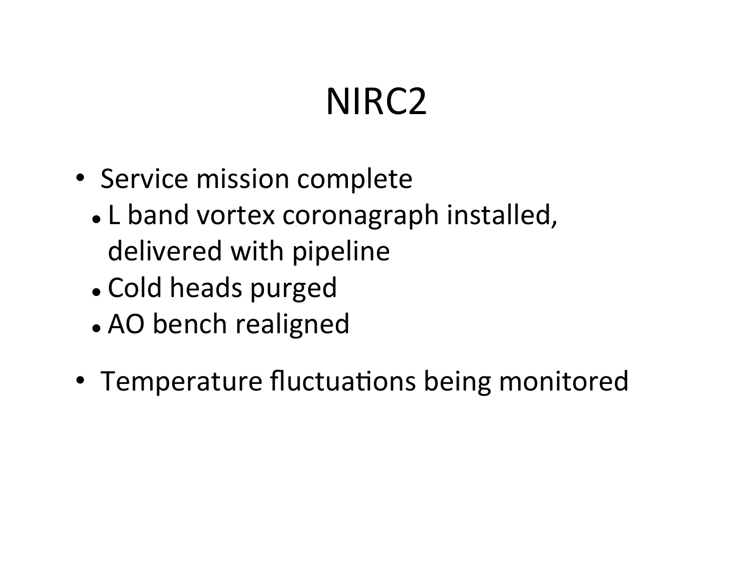# NIRC2

- Service mission complete
  - L band vortex coronagraph installed, delivered with pipeline
  - Cold heads purged
  - AO bench realigned
- Temperature fluctuations being monitored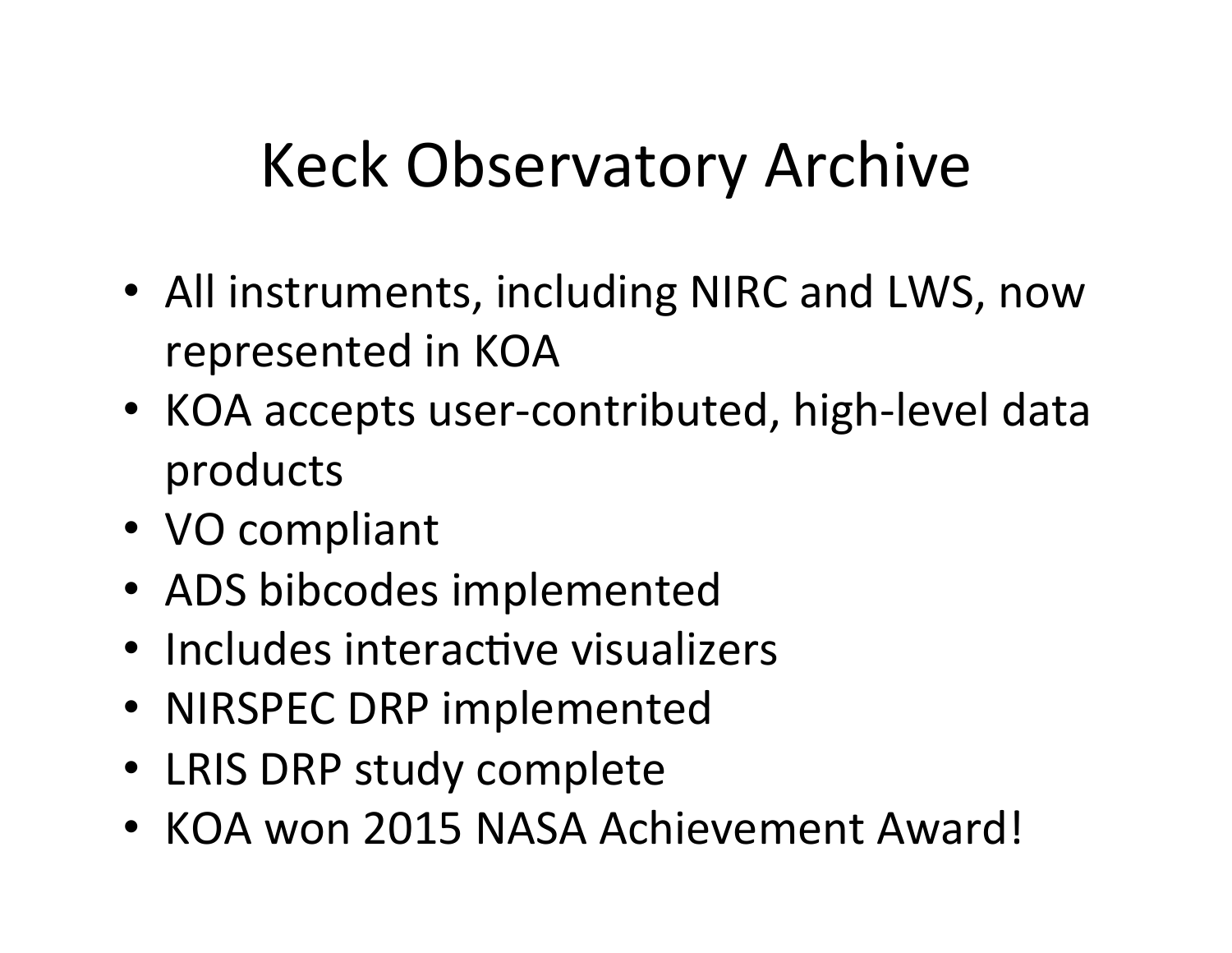# Keck Observatory Archive

- All instruments, including NIRC and LWS, now represented in KOA
- KOA accepts user-contributed, high-level data products
- VO compliant
- ADS bibcodes implemented
- Includes interactive visualizers
- NIRSPEC DRP implemented
- LRIS DRP study complete
- KOA won 2015 NASA Achievement Award!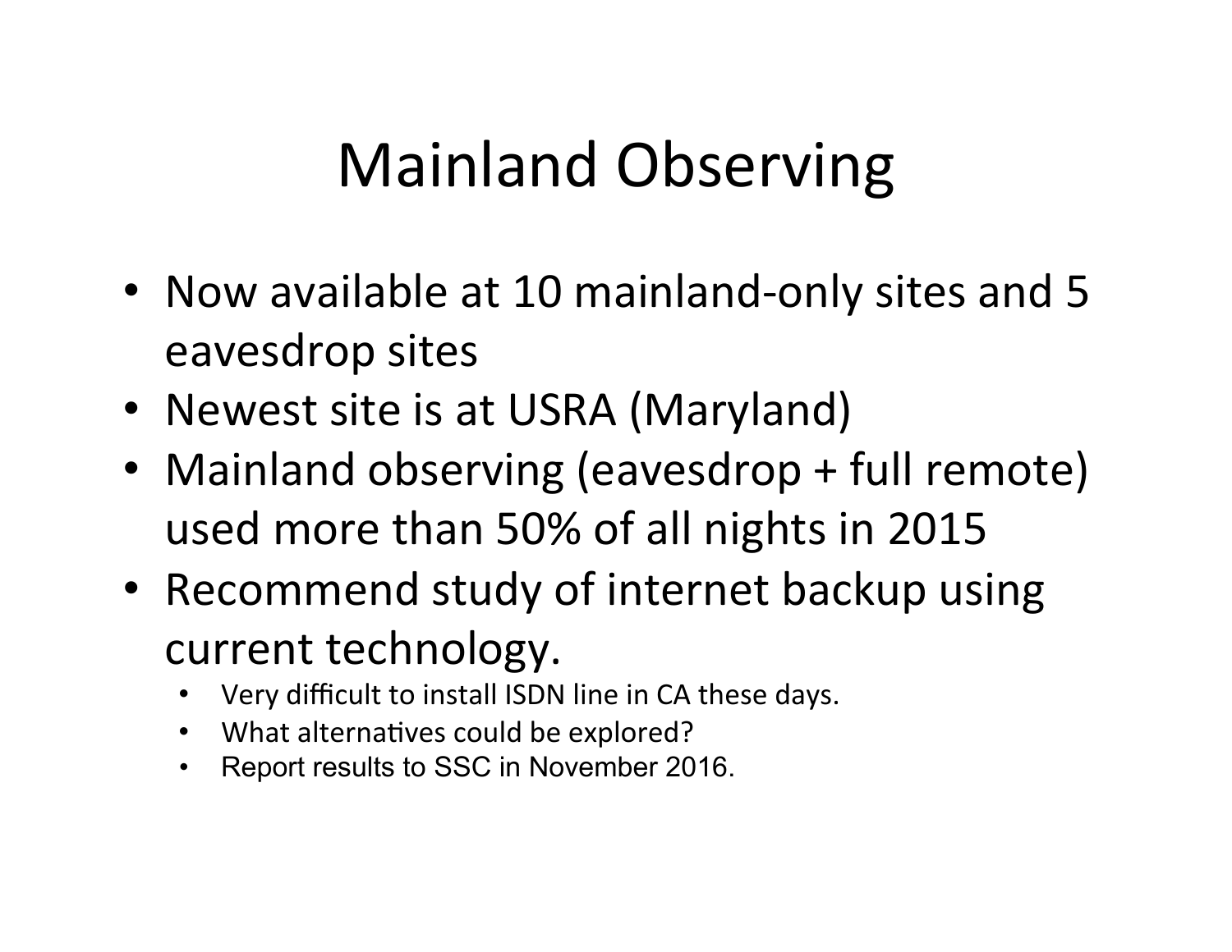# Mainland Observing

- Now available at 10 mainland-only sites and 5 eavesdrop sites
- Newest site is at USRA (Maryland)
- Mainland observing (eavesdrop + full remote) used more than 50% of all nights in 2015
- Recommend study of internet backup using current technology.
  - Very difficult to install ISDN line in CA these days.
  - What alternatives could be explored?
  - Report results to SSC in November 2016.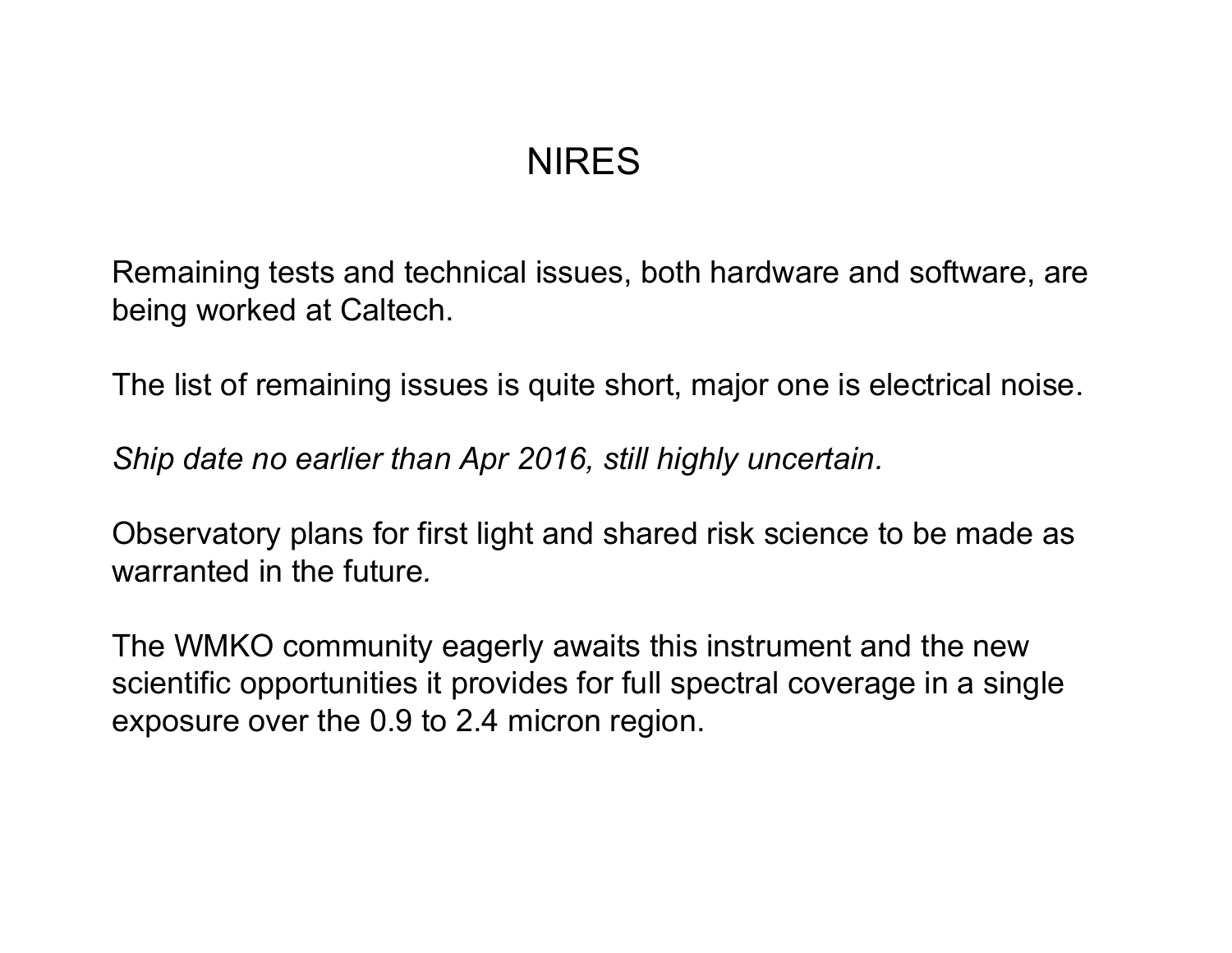# NIRES

Remaining tests and technical issues, both hardware and software, are being worked at Caltech.

The list of remaining issues is quite short, major one is electrical noise.

*Ship date no earlier than Apr 2016, still highly uncertain.*

Observatory plans for first light and shared risk science to be made as warranted in the future.

The WMKO community eagerly awaits this instrument and the new scientific opportunities it provides for full spectral coverage in a single exposure over the 0.9 to 2.4 micron region.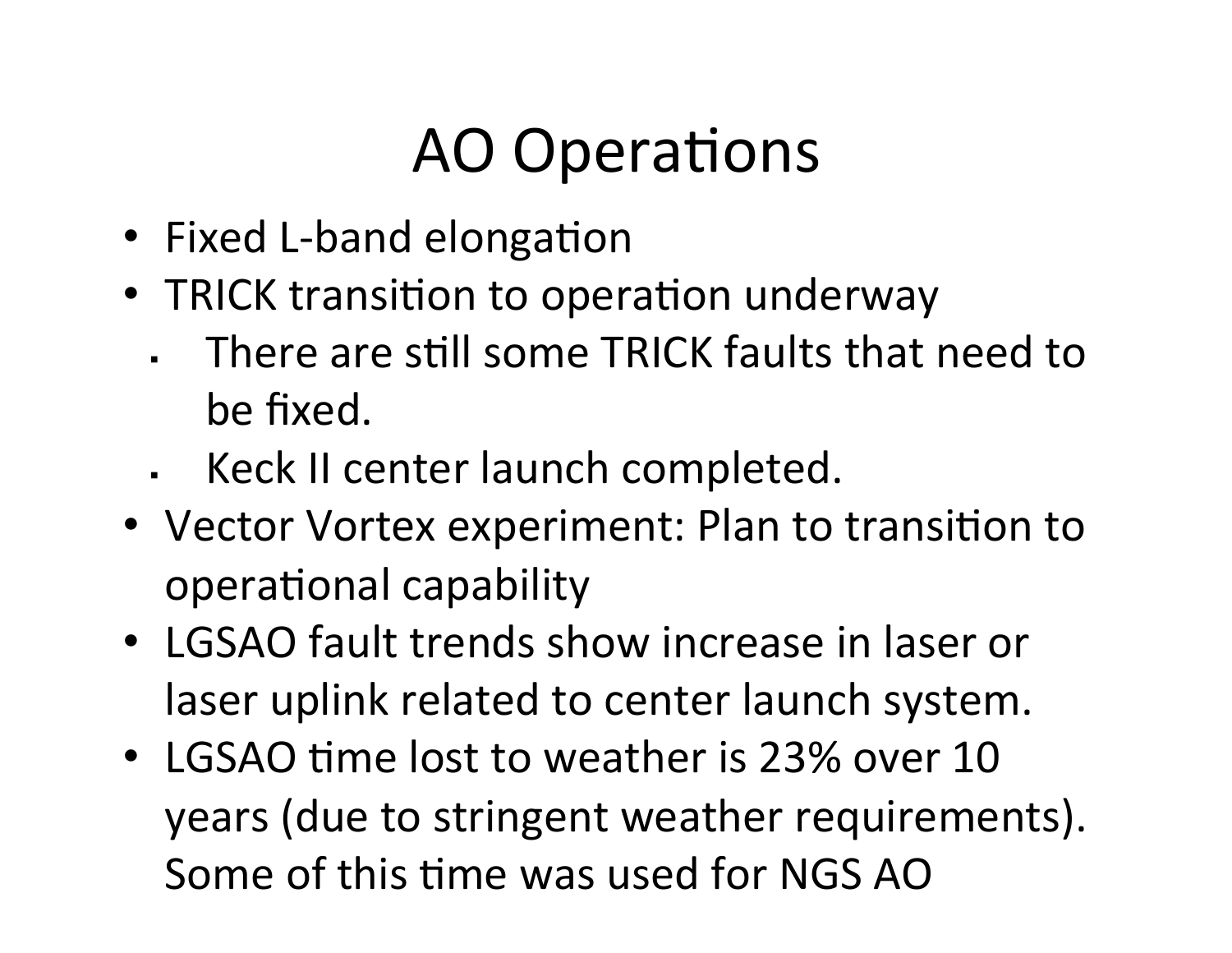# AO Operations

- Fixed L-band elongation
- TRICK transition to operation underway
  - There are still some TRICK faults that need to be fixed.
  - Keck II center launch completed.
- Vector Vortex experiment: Plan to transition to operational capability
- LGSAO fault trends show increase in laser or laser uplink related to center launch system.
- LGSAO time lost to weather is 23% over 10 years (due to stringent weather requirements). Some of this time was used for NGS AO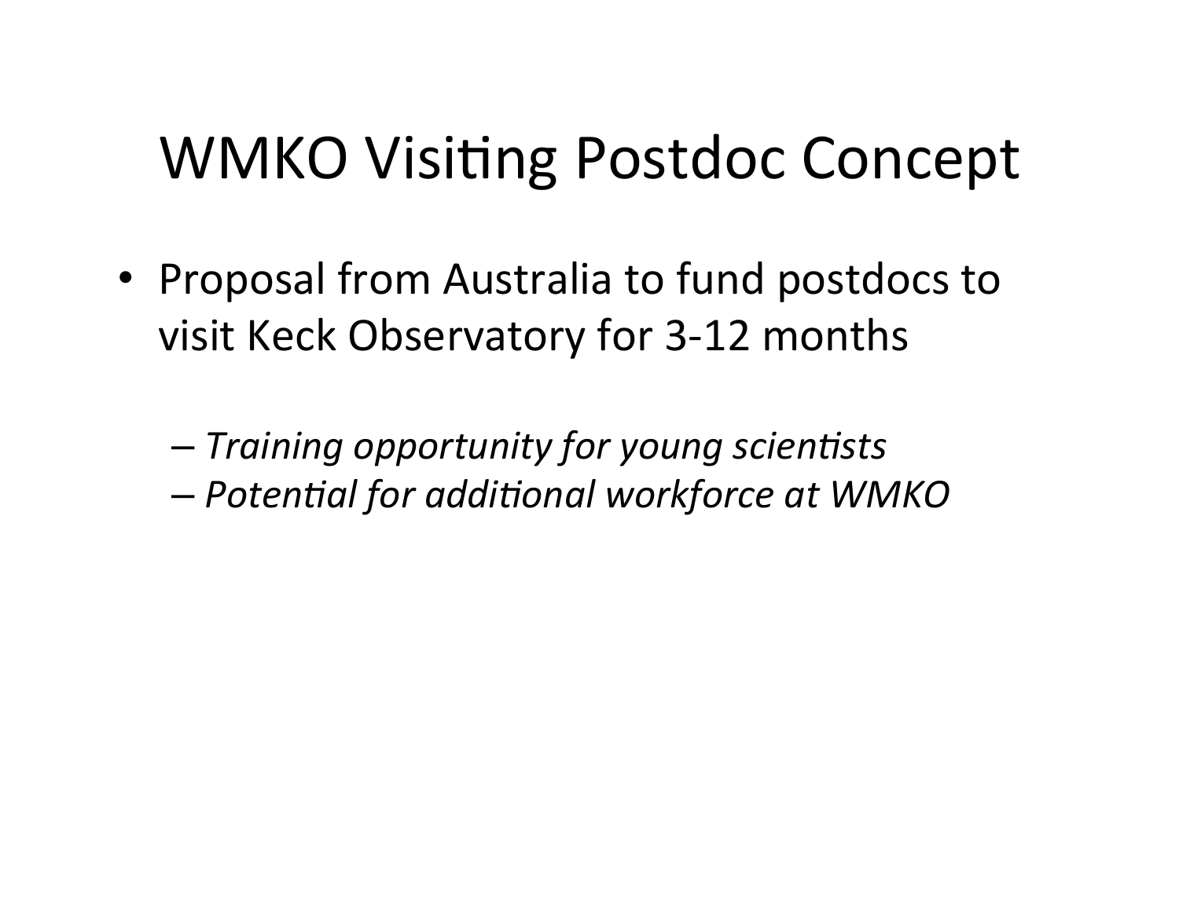# WMKO Visiting Postdoc Concept

- Proposal from Australia to fund postdocs to visit Keck Observatory for 3-12 months
  - *Training opportunity for young scientists*
  - *Potential for additional workforce at WMKO*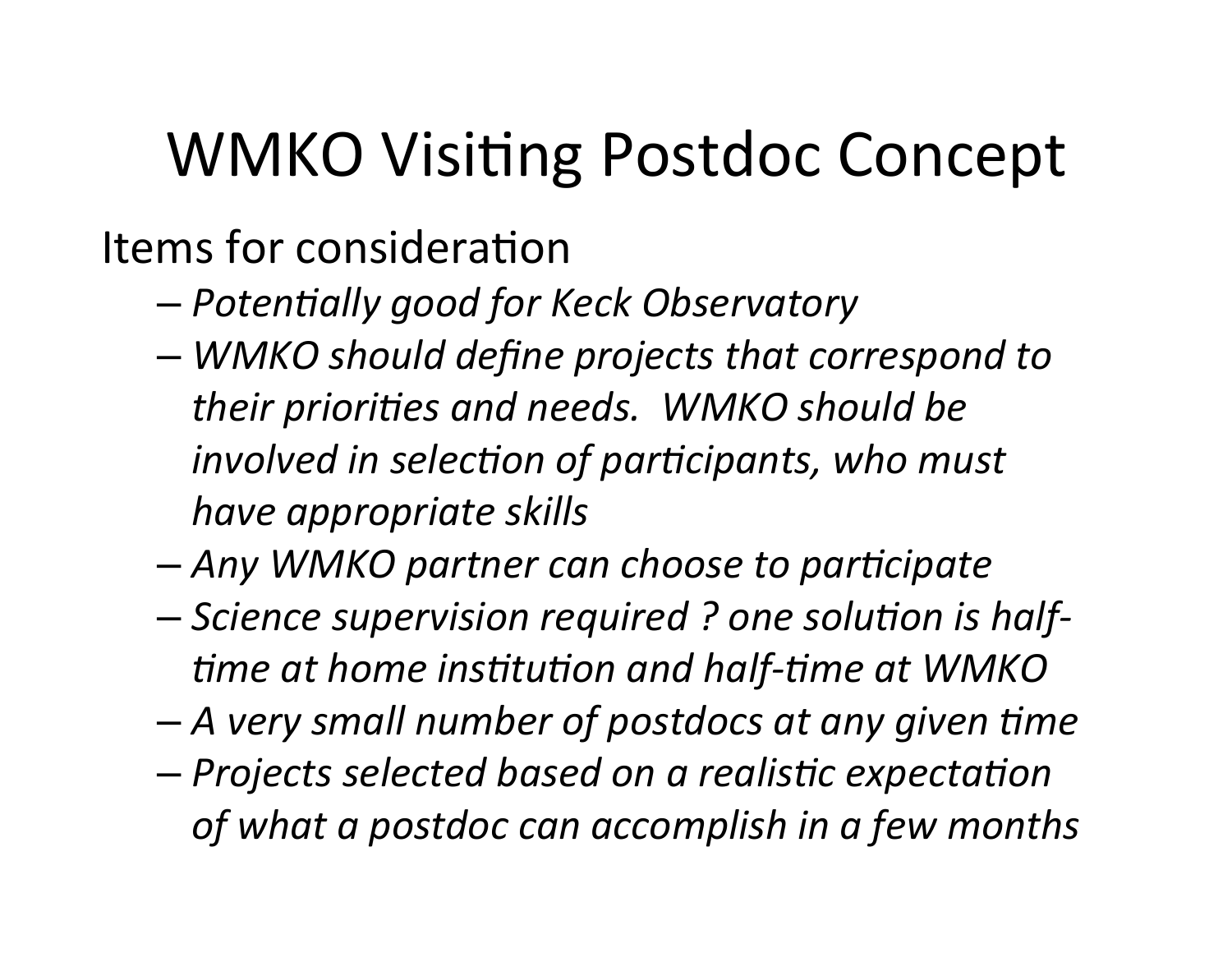# WMKO Visiting Postdoc Concept

Items for consideration

- *Potentially good for Keck Observatory*
- *WMKO should define projects that correspond to their priorities and needs. WMKO should be involved in selection of participants, who must have appropriate skills*
- *Any WMKO partner can choose to participate*
- *Science supervision required ? one solution is half-time at home institution and half-time at WMKO*
- *A very small number of postdocs at any given time*
- *Projects selected based on a realistic expectation of what a postdoc can accomplish in a few months*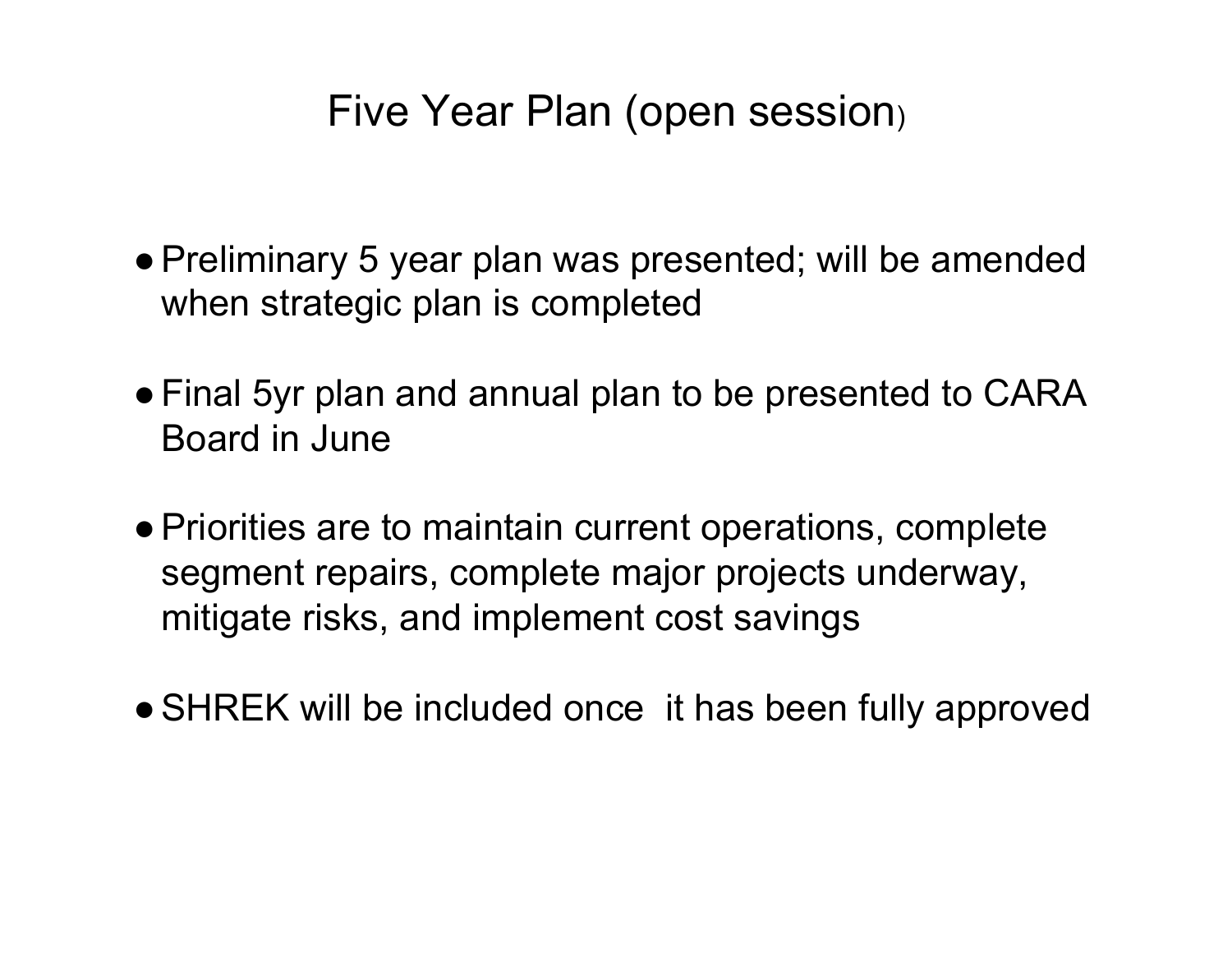# Five Year Plan (open session)

- Preliminary 5 year plan was presented; will be amended when strategic plan is completed
- Final 5yr plan and annual plan to be presented to CARA Board in June
- Priorities are to maintain current operations, complete segment repairs, complete major projects underway, mitigate risks, and implement cost savings
- SHREK will be included once it has been fully approved